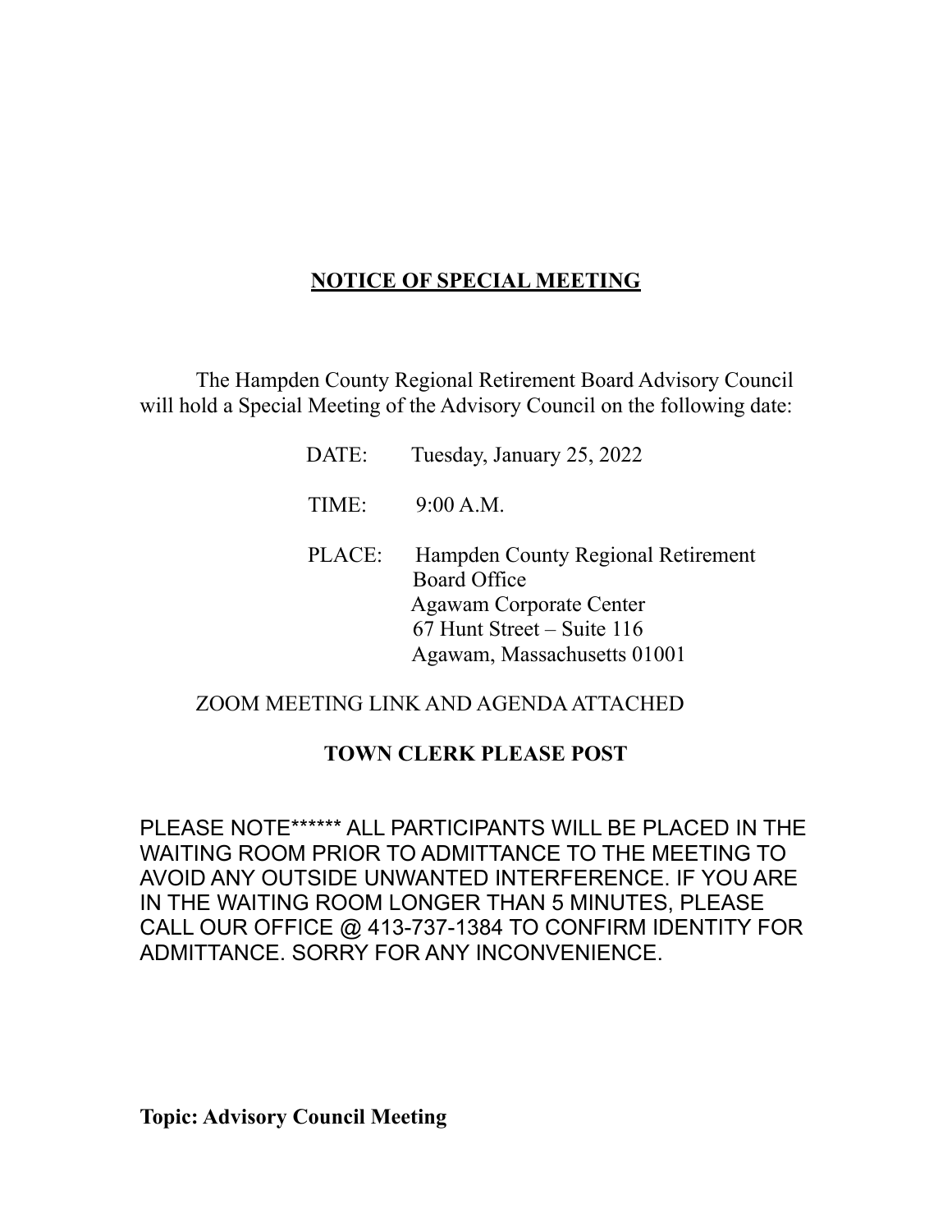# NOTICE OF SPECIAL MEETING

The Hampden County Regional Retirement Board Advisory Council will hold a Special Meeting of the Advisory Council on the following date:

DATE: Tuesday, January 25, 2022

TIME: 9:00 A.M.

PLACE: Hampden County Regional Retirement Board Office
Agawam Corporate Center
67 Hunt Street – Suite 116
Agawam, Massachusetts 01001

ZOOM MEETING LINK AND AGENDA ATTACHED

**TOWN CLERK PLEASE POST**

PLEASE NOTE****** ALL PARTICIPANTS WILL BE PLACED IN THE WAITING ROOM PRIOR TO ADMITTANCE TO THE MEETING TO AVOID ANY OUTSIDE UNWANTED INTERFERENCE. IF YOU ARE IN THE WAITING ROOM LONGER THAN 5 MINUTES, PLEASE CALL OUR OFFICE @ 413-737-1384 TO CONFIRM IDENTITY FOR ADMITTANCE. SORRY FOR ANY INCONVENIENCE.

**Topic: Advisory Council Meeting**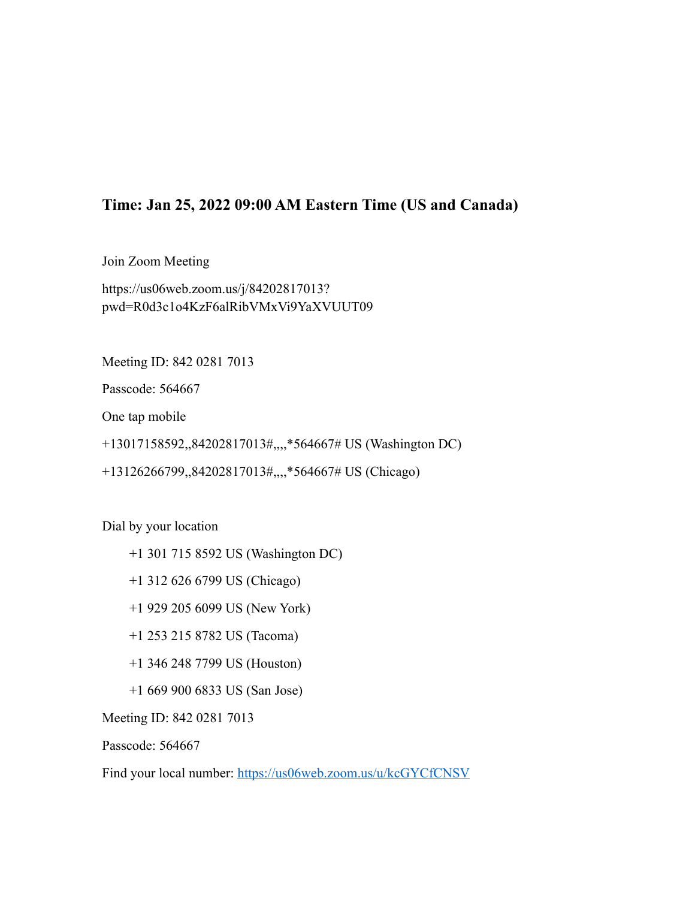### **Time: Jan 25, 2022 09:00 AM Eastern Time (US and Canada)**

Join Zoom Meeting

https://us06web.zoom.us/j/84202817013?pwd=R0d3c1o4KzF6alRibVMxVi9YaXVUUT09

Meeting ID: 842 0281 7013

Passcode: 564667

One tap mobile

+13017158592,,84202817013#,,,,*564667# US (Washington DC)

+13126266799,,84202817013#,,,,*564667# US (Chicago)

Dial by your location

- +1 301 715 8592 US (Washington DC)
- +1 312 626 6799 US (Chicago)
- +1 929 205 6099 US (New York)
- +1 253 215 8782 US (Tacoma)
- +1 346 248 7799 US (Houston)
- +1 669 900 6833 US (San Jose)

Meeting ID: 842 0281 7013

Passcode: 564667

Find your local number: [https://us06web.zoom.us/u/kcGYCfCNSV](https://us06web.zoom.us/u/kcGYCfCNSV)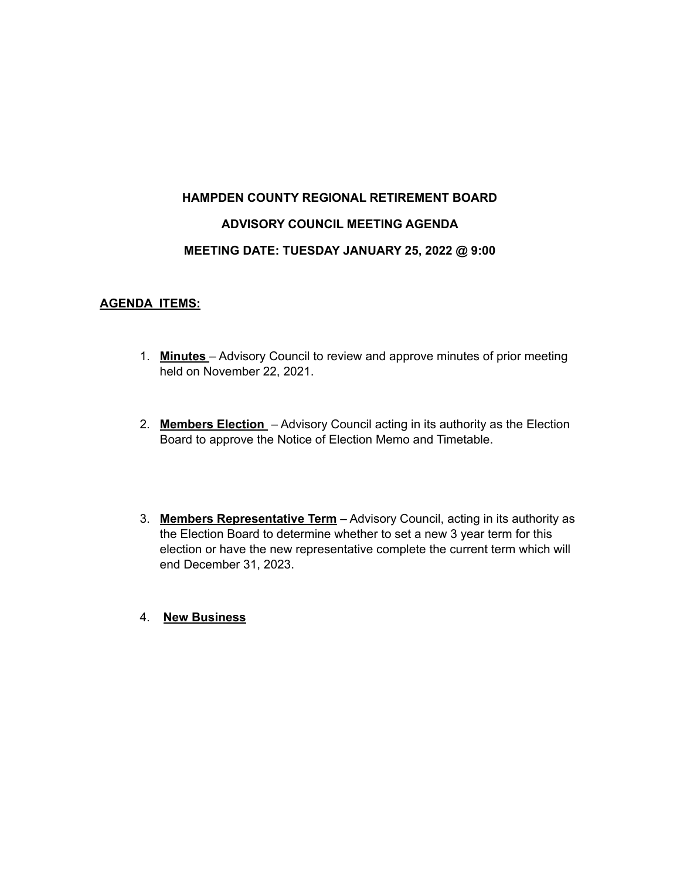**HAMPDEN COUNTY REGIONAL RETIREMENT BOARD**

**ADVISORY COUNCIL MEETING AGENDA**

**MEETING DATE: TUESDAY JANUARY 25, 2022 @ 9:00**

**AGENDA ITEMS:**

1. **Minutes** – Advisory Council to review and approve minutes of prior meeting held on November 22, 2021.

2. **Members Election** – Advisory Council acting in its authority as the Election Board to approve the Notice of Election Memo and Timetable.

3. **Members Representative Term** – Advisory Council, acting in its authority as the Election Board to determine whether to set a new 3 year term for this election or have the new representative complete the current term which will end December 31, 2023.

4. **New Business**